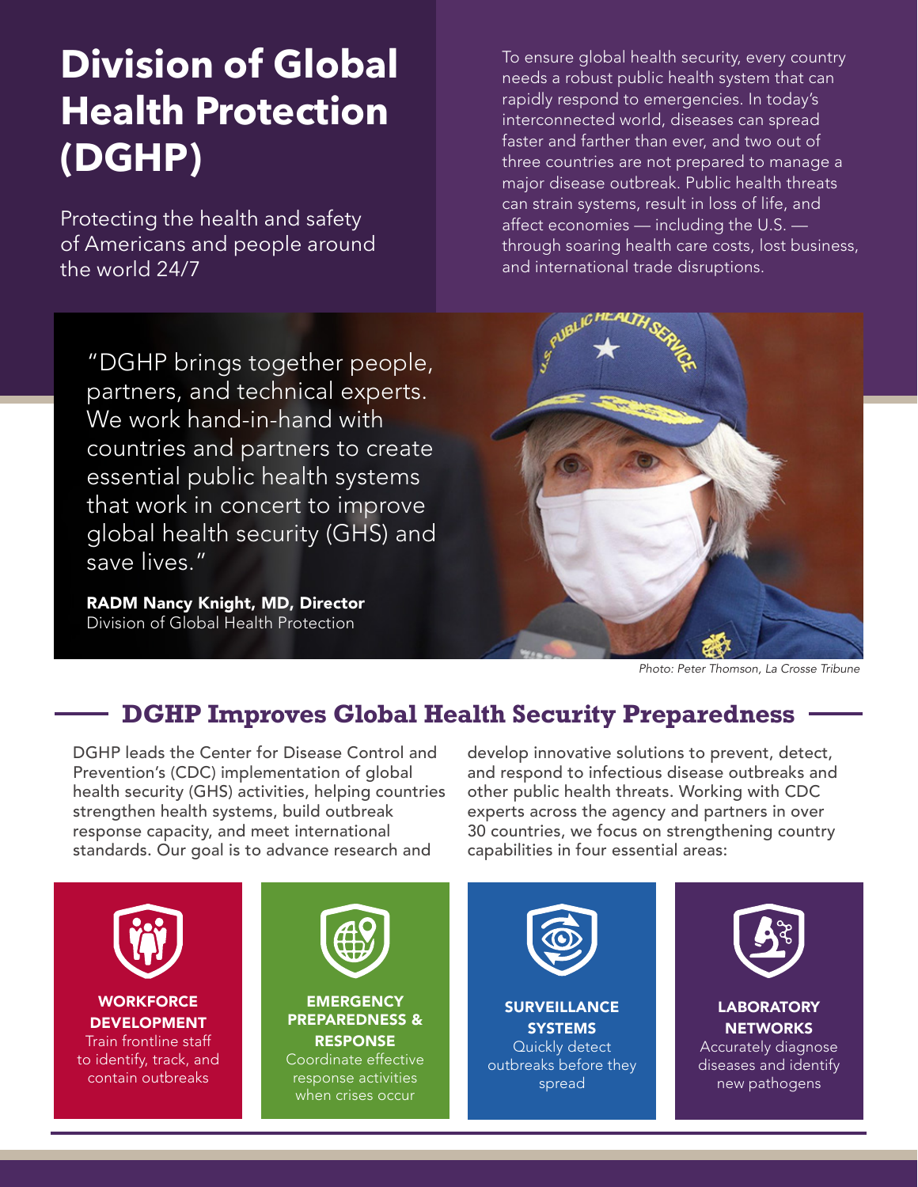# Division of Global Health Protection (DGHP)

Protecting the health and safety of Americans and people around the world 24/7

To ensure global health security, every country needs a robust public health system that can rapidly respond to emergencies. In today's interconnected world, diseases can spread faster and farther than ever, and two out of three countries are not prepared to manage a major disease outbreak. Public health threats can strain systems, result in loss of life, and affect economies — including the U.S. — through soaring health care costs, lost business, and international trade disruptions.

"DGHP brings together people, partners, and technical experts. We work hand-in-hand with countries and partners to create essential public health systems that work in concert to improve global health security (GHS) and save lives."

**RADM Nancy Knight, MD, Director**
Division of Global Health Protection

*Photo: Peter Thomson, La Crosse Tribune*

## DGHP Improves Global Health Security Preparedness

DGHP leads the Center for Disease Control and Prevention's (CDC) implementation of global health security (GHS) activities, helping countries strengthen health systems, build outbreak response capacity, and meet international standards. Our goal is to advance research and develop innovative solutions to prevent, detect, and respond to infectious disease outbreaks and other public health threats. Working with CDC experts across the agency and partners in over 30 countries, we focus on strengthening country capabilities in four essential areas:

**WORKFORCE DEVELOPMENT**
Train frontline staff to identify, track, and contain outbreaks

**EMERGENCY PREPAREDNESS & RESPONSE**
Coordinate effective response activities when crises occur

**SURVEILLANCE SYSTEMS**
Quickly detect outbreaks before they spread

**LABORATORY NETWORKS**
Accurately diagnose diseases and identify new pathogens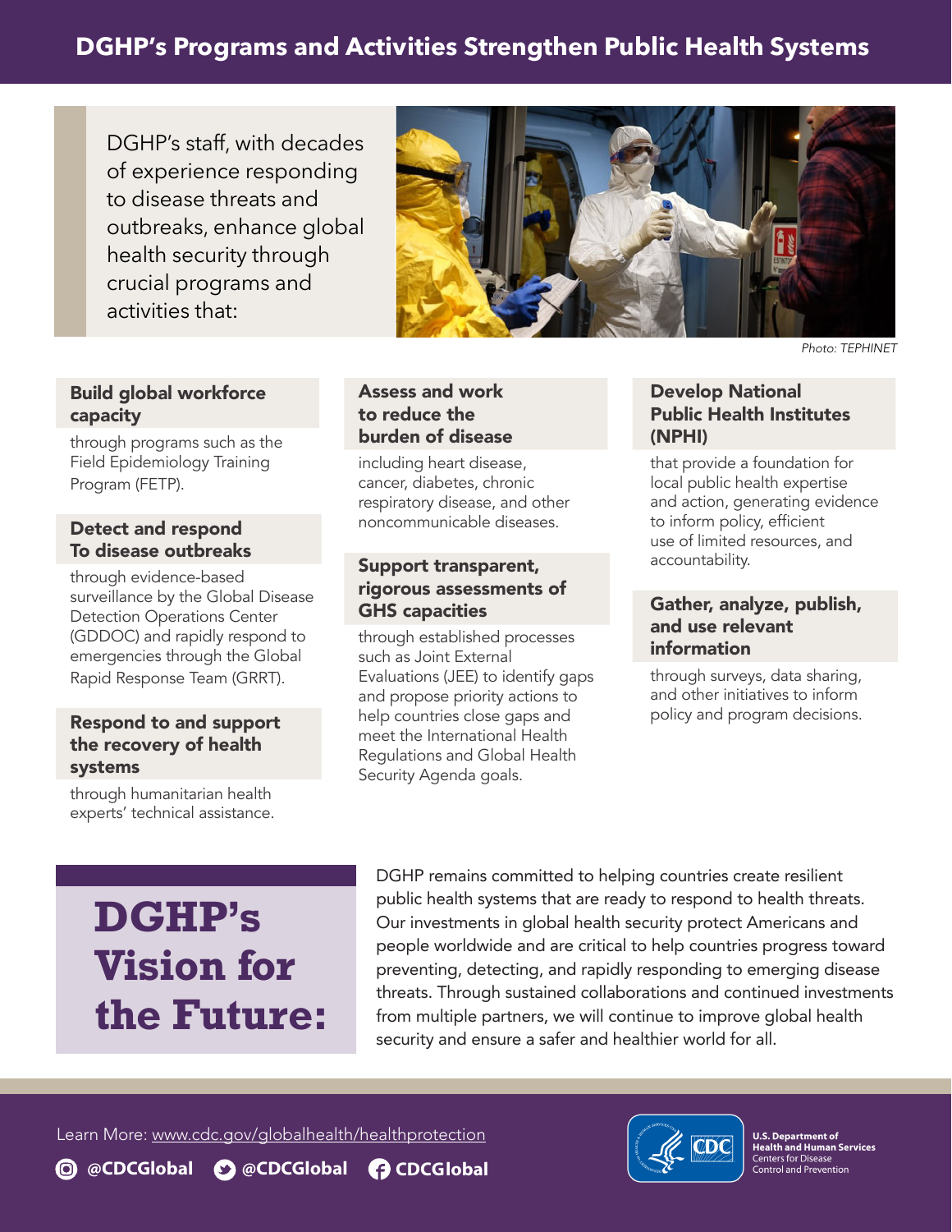# DGHP's Programs and Activities Strengthen Public Health Systems

DGHP's staff, with decades of experience responding to disease threats and outbreaks, enhance global health security through crucial programs and activities that:

Photo: TEPHINET

### Build global workforce capacity

through programs such as the Field Epidemiology Training Program (FETP).

### Detect and respond To disease outbreaks

through evidence-based surveillance by the Global Disease Detection Operations Center (GDDOC) and rapidly respond to emergencies through the Global Rapid Response Team (GRRT).

### Respond to and support the recovery of health systems

through humanitarian health experts' technical assistance.

### Assess and work to reduce the burden of disease

including heart disease, cancer, diabetes, chronic respiratory disease, and other noncommunicable diseases.

### Support transparent, rigorous assessments of GHS capacities

through established processes such as Joint External Evaluations (JEE) to identify gaps and propose priority actions to help countries close gaps and meet the International Health Regulations and Global Health Security Agenda goals.

### Develop National Public Health Institutes (NPHI)

that provide a foundation for local public health expertise and action, generating evidence to inform policy, efficient use of limited resources, and accountability.

### Gather, analyze, publish, and use relevant information

through surveys, data sharing, and other initiatives to inform policy and program decisions.

## DGHP's Vision for the Future:

DGHP remains committed to helping countries create resilient public health systems that are ready to respond to health threats. Our investments in global health security protect Americans and people worldwide and are critical to help countries progress toward preventing, detecting, and rapidly responding to emerging disease threats. Through sustained collaborations and continued investments from multiple partners, we will continue to improve global health security and ensure a safer and healthier world for all.

Learn More: www.cdc.gov/globalhealth/healthprotection

@CDCGlobal @CDCGlobal CDCGlobal

U.S. Department of Health and Human Services
Centers for Disease Control and Prevention